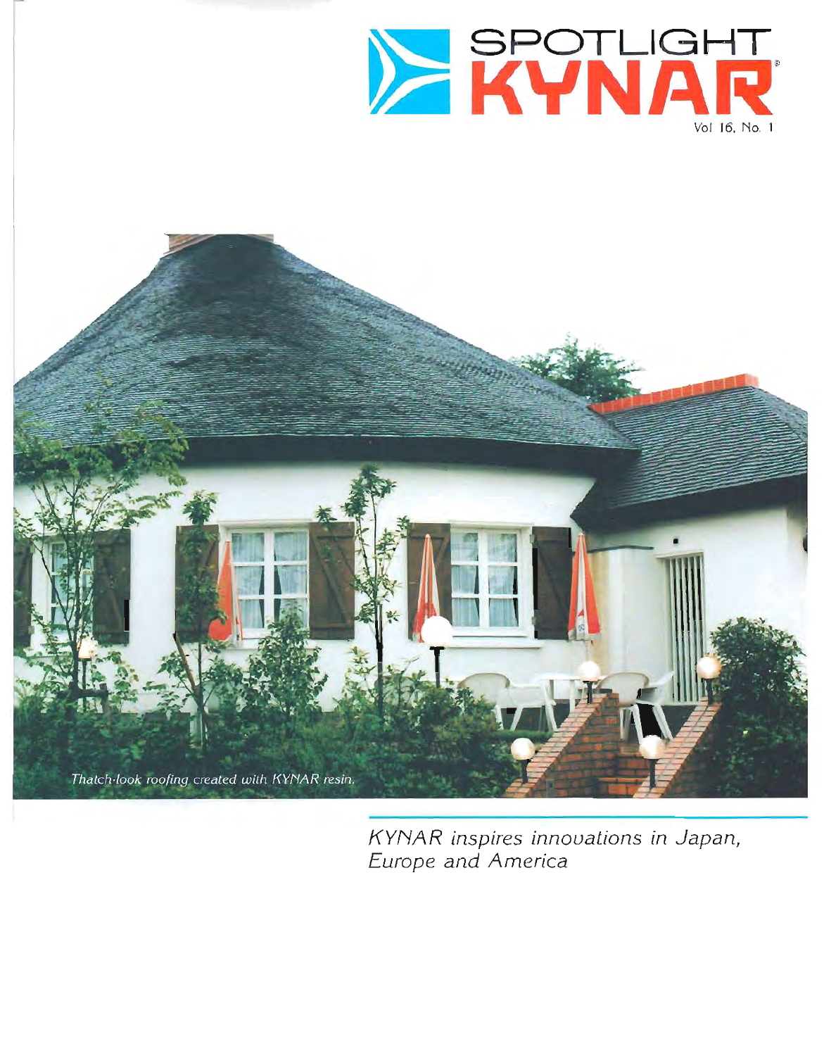# SPOTLIGHT KYNAR®

Vol 16, No. 1

*Thatch-look roofing created with KYNAR resin.*

*KYNAR inspires innovations in Japan, Europe and America*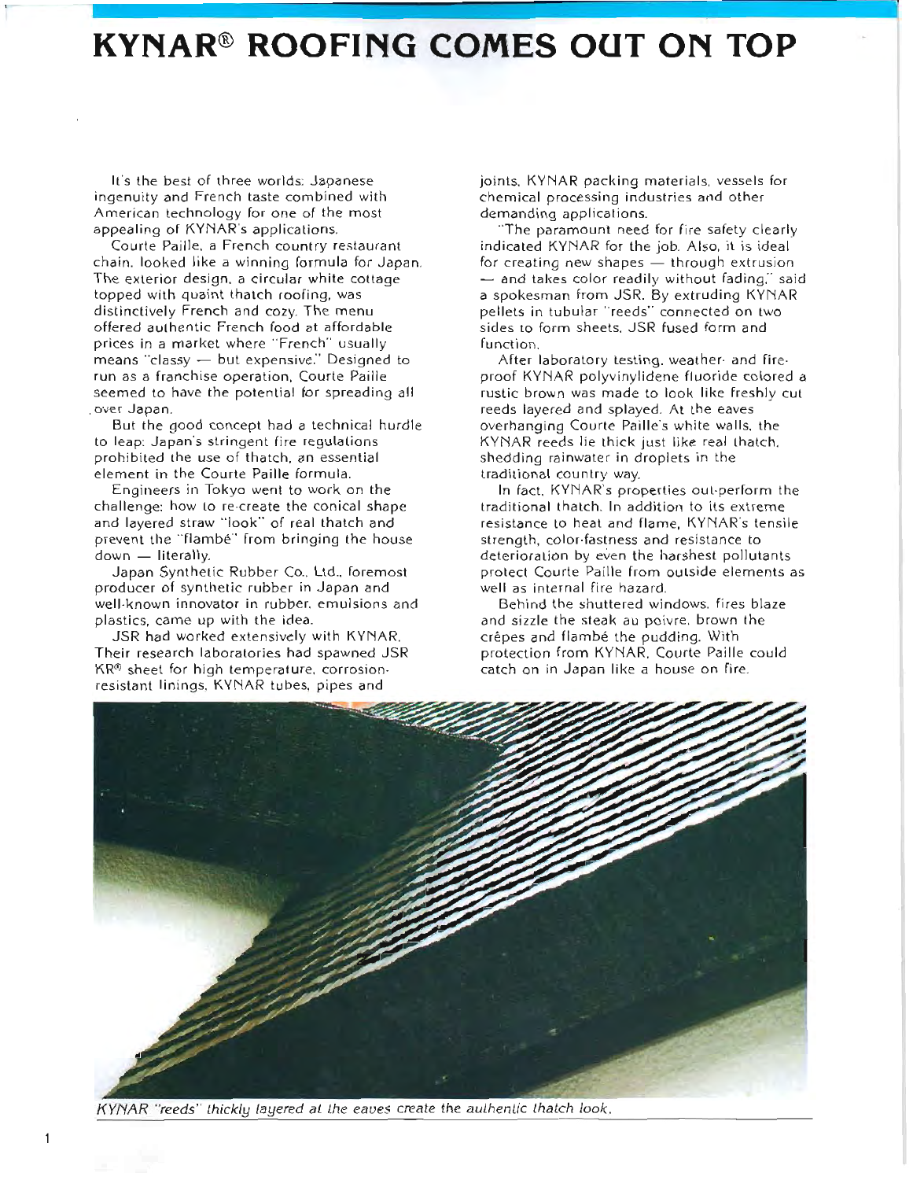# KYNAR® ROOFING COMES OUT ON TOP

It's the best of three worlds: Japanese ingenuity and French taste combined with American technology for one of the most appealing of KYNAR's applications.

Courte Paille, a French country restaurant chain, looked like a winning formula for Japan. The exterior design, a circular white cottage topped with quaint thatch roofing, was distinctively French and cozy. The menu offered authentic French food at affordable prices in a market where "French" usually means "classy — but expensive." Designed to run as a franchise operation, Courte Paille seemed to have the potential for spreading all over Japan.

But the good concept had a technical hurdle to leap: Japan's stringent fire regulations prohibited the use of thatch, an essential element in the Courte Paille formula.

Engineers in Tokyo went to work on the challenge: how to re-create the conical shape and layered straw "look" of real thatch and prevent the "flambé" from bringing the house down — literally.

Japan Synthetic Rubber Co., Ltd., foremost producer of synthetic rubber in Japan and well-known innovator in rubber, emulsions and plastics, came up with the idea.

JSR had worked extensively with KYNAR. Their research laboratories had spawned JSR KR® sheet for high temperature, corrosion-resistant linings, KYNAR tubes, pipes and joints, KYNAR packing materials, vessels for chemical processing industries and other demanding applications.

"The paramount need for fire safety clearly indicated KYNAR for the job. Also, it is ideal for creating new shapes — through extrusion — and takes color readily without fading," said a spokesman from JSR. By extruding KYNAR pellets in tubular "reeds" connected on two sides to form sheets, JSR fused form and function.

After laboratory testing, weather- and fire-proof KYNAR polyvinylidene fluoride colored a rustic brown was made to look like freshly cut reeds layered and splayed. At the eaves overhanging Courte Paille's white walls, the KYNAR reeds lie thick just like real thatch, shedding rainwater in droplets in the traditional country way.

In fact, KYNAR's properties out-perform the traditional thatch. In addition to its extreme resistance to heat and flame, KYNAR's tensile strength, color-fastness and resistance to deterioration by even the harshest pollutants protect Courte Paille from outside elements as well as internal fire hazard.

Behind the shuttered windows, fires blaze and sizzle the steak au poivre, brown the crêpes and flambé the pudding. With protection from KYNAR, Courte Paille could catch on in Japan like a house on fire.

*KYNAR "reeds" thickly layered at the eaves create the authentic thatch look.*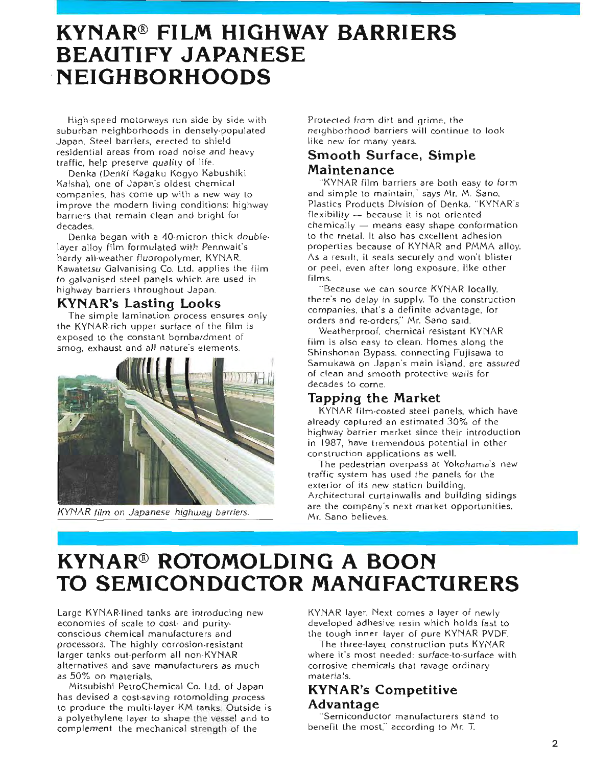# KYNAR® FILM HIGHWAY BARRIERS BEAUTIFY JAPANESE NEIGHBORHOODS

High-speed motorways run side by side with suburban neighborhoods in densely-populated Japan. Steel barriers, erected to shield residential areas from road noise and heavy traffic, help preserve quality of life.

Denka (Denki Kagaku Kogyo Kabushiki Kaisha), one of Japan's oldest chemical companies, has come up with a new way to improve the modern living conditions: highway barriers that remain clean and bright for decades.

Denka began with a 40-micron thick double-layer alloy film formulated with Pennwalt's hardy all-weather fluoropolymer, KYNAR. Kawatetsu Galvanising Co. Ltd. applies the film to galvanised steel panels which are used in highway barriers throughout Japan.

## KYNAR's Lasting Looks

The simple lamination process ensures only the KYNAR-rich upper surface of the film is exposed to the constant bombardment of smog, exhaust and all nature's elements.

*KYNAR film on Japanese highway barriers.*

Protected from dirt and grime, the neighborhood barriers will continue to look like new for many years.

## Smooth Surface, Simple Maintenance

"KYNAR film barriers are both easy to form and simple to maintain," says Mr. M. Sano, Plastics Products Division of Denka. "KYNAR's flexibility — because it is not oriented chemically — means easy shape conformation to the metal. It also has excellent adhesion properties because of KYNAR and PMMA alloy. As a result, it seals securely and won't blister or peel, even after long exposure, like other films.

"Because we can source KYNAR locally, there's no delay in supply. To the construction companies, that's a definite advantage, for orders and re-orders," Mr. Sano said.

Weatherproof, chemical resistant KYNAR film is also easy to clean. Homes along the Shinshonan Bypass, connecting Fujisawa to Samukawa on Japan's main island, are assured of clean and smooth protective walls for decades to come.

## Tapping the Market

KYNAR film-coated steel panels, which have already captured an estimated 30% of the highway barrier market since their introduction in 1987, have tremendous potential in other construction applications as well.

The pedestrian overpass at Yokohama's new traffic system has used the panels for the exterior of its new station building. Architectural curtainwalls and building sidings are the company's next market opportunities, Mr. Sano believes.

# KYNAR® ROTOMOLDING A BOON TO SEMICONDUCTOR MANUFACTURERS

Large KYNAR-lined tanks are introducing new economies of scale to cost- and purity-conscious chemical manufacturers and processors. The highly corrosion-resistant larger tanks out-perform all non-KYNAR alternatives and save manufacturers as much as 50% on materials.

Mitsubishi PetroChemical Co. Ltd. of Japan has devised a cost-saving rotomolding process to produce the multi-layer KM tanks. Outside is a polyethylene layer to shape the vessel and to complement the mechanical strength of the KYNAR layer. Next comes a layer of newly developed adhesive resin which holds fast to the tough inner layer of pure KYNAR PVDF.

The three-layer construction puts KYNAR where it's most needed: surface-to-surface with corrosive chemicals that ravage ordinary materials.

## KYNAR's Competitive Advantage

"Semiconductor manufacturers stand to benefit the most," according to Mr. T.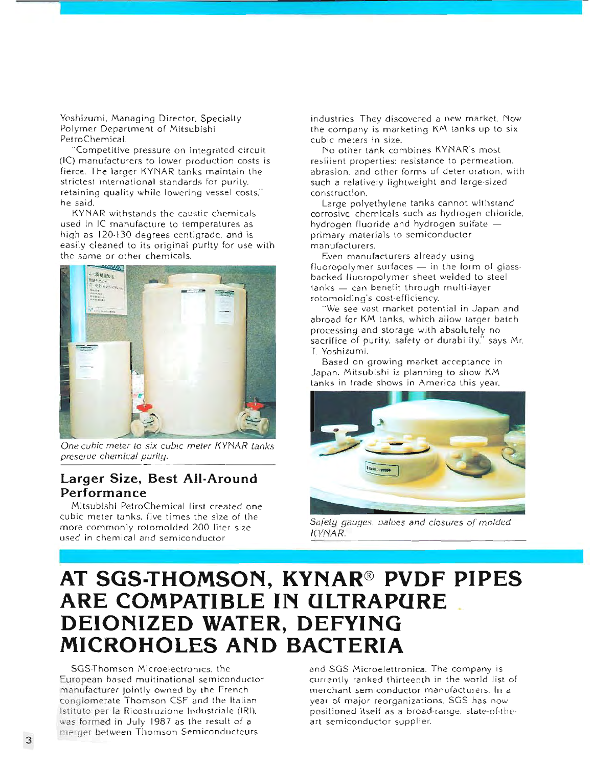Yoshizumi, Managing Director, Specialty Polymer Department of Mitsubishi PetroChemical.

"Competitive pressure on integrated circuit (IC) manufacturers to lower production costs is fierce. The larger KYNAR tanks maintain the strictest international standards for purity, retaining quality while lowering vessel costs," he said.

KYNAR withstands the caustic chemicals used in IC manufacture to temperatures as high as 120-130 degrees centigrade, and is easily cleaned to its original purity for use with the same or other chemicals.

*One cubic meter to six cubic meter KYNAR tanks preserve chemical purity.*

## Larger Size, Best All-Around Performance

Mitsubishi PetroChemical first created one cubic meter tanks, five times the size of the more commonly rotomolded 200 liter size used in chemical and semiconductor industries. They discovered a new market. Now the company is marketing KM tanks up to six cubic meters in size.

No other tank combines KYNAR's most resilient properties: resistance to permeation, abrasion, and other forms of deterioration, with such a relatively lightweight and large-sized construction.

Large polyethylene tanks cannot withstand corrosive chemicals such as hydrogen chloride, hydrogen fluoride and hydrogen sulfate — primary materials to semiconductor manufacturers.

Even manufacturers already using fluoropolymer surfaces — in the form of glass-backed fluoropolymer sheet welded to steel tanks — can benefit through multi-layer rotomolding's cost-efficiency.

"We see vast market potential in Japan and abroad for KM tanks, which allow larger batch processing and storage with absolutely no sacrifice of purity, safety or durability," says Mr. T. Yoshizumi.

Based on growing market acceptance in Japan, Mitsubishi is planning to show KM tanks in trade shows in America this year.

*Safety gauges, valves and closures of molded KYNAR.*

# AT SGS-THOMSON, KYNAR® PVDF PIPES ARE COMPATIBLE IN ULTRAPURE DEIONIZED WATER, DEFYING MICROHOLES AND BACTERIA

SGS-Thomson Microelectronics, the European based multinational semiconductor manufacturer jointly owned by the French conglomerate Thomson CSF and the Italian Istituto per la Ricostruzione Industriale (IRI), was formed in July 1987 as the result of a merger between Thomson Semiconducteurs and SGS Microelettronica. The company is currently ranked thirteenth in the world list of merchant semiconductor manufacturers. In a year of major reorganizations, SGS has now positioned itself as a broad-range, state-of-the-art semiconductor supplier.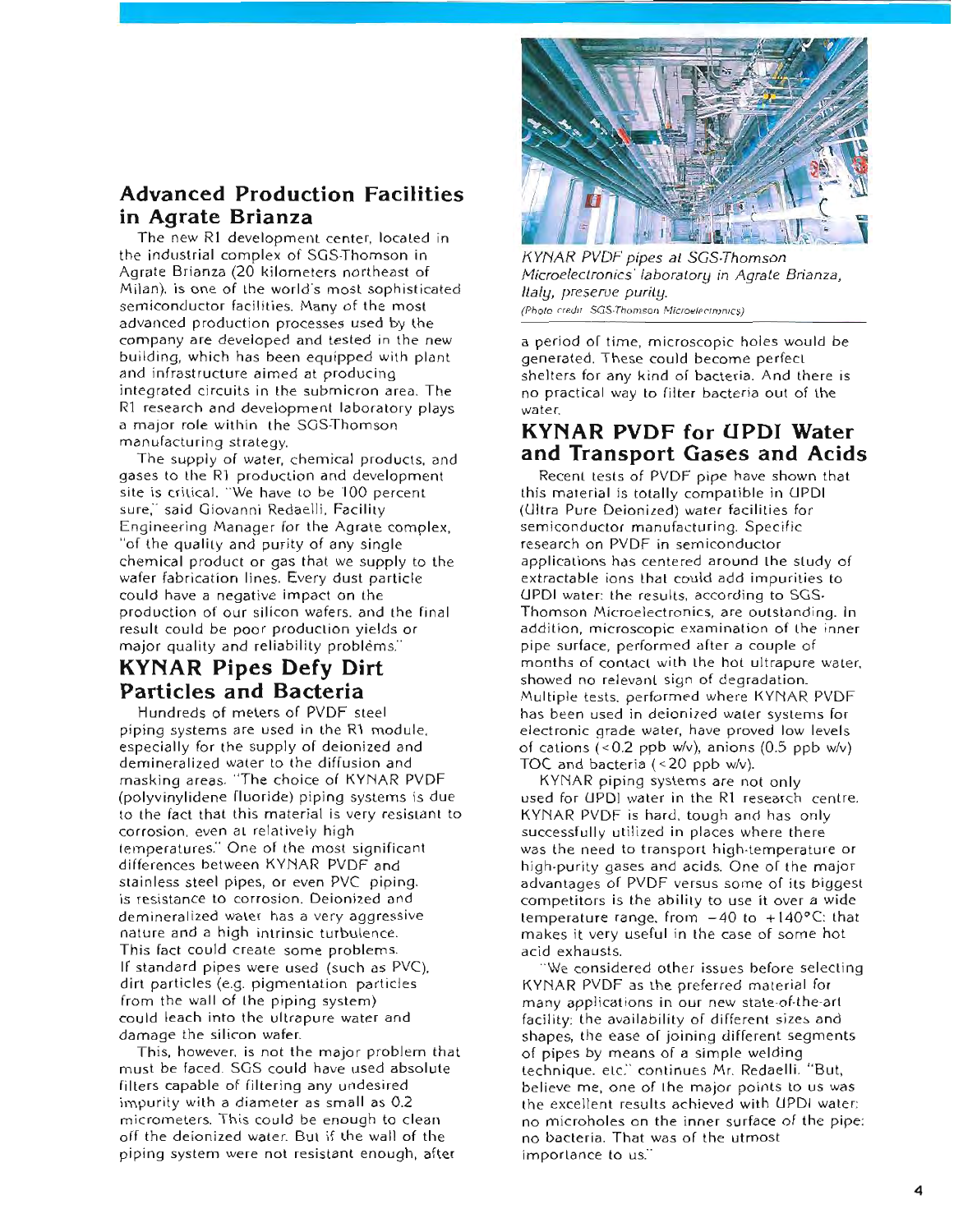## Advanced Production Facilities in Agrate Brianza

The new R1 development center, located in the industrial complex of SGS-Thomson in Agrate Brianza (20 kilometers northeast of Milan), is one of the world's most sophisticated semiconductor facilities. Many of the most advanced production processes used by the company are developed and tested in the new building, which has been equipped with plant and infrastructure aimed at producing integrated circuits in the submicron area. The R1 research and development laboratory plays a major role within the SGS-Thomson manufacturing strategy.

The supply of water, chemical products, and gases to the R1 production and development site is critical. "We have to be 100 percent sure," said Giovanni Redaelli, Facility Engineering Manager for the Agrate complex, "of the quality and purity of any single chemical product or gas that we supply to the wafer fabrication lines. Every dust particle could have a negative impact on the production of our silicon wafers, and the final result could be poor production yields or major quality and reliability problems."

## KYNAR Pipes Defy Dirt Particles and Bacteria

Hundreds of meters of PVDF steel piping systems are used in the R1 module, especially for the supply of deionized and demineralized water to the diffusion and masking areas. "The choice of KYNAR PVDF (polyvinylidene fluoride) piping systems is due to the fact that this material is very resistant to corrosion, even at relatively high temperatures." One of the most significant differences between KYNAR PVDF and stainless steel pipes, or even PVC piping, is resistance to corrosion. Deionized and demineralized water has a very aggressive nature and a high intrinsic turbulence. This fact could create some problems. If standard pipes were used (such as PVC), dirt particles (e.g. pigmentation particles from the wall of the piping system) could leach into the ultrapure water and damage the silicon wafer.

This, however, is not the major problem that must be faced. SGS could have used absolute filters capable of filtering any undesired impurity with a diameter as small as 0.2 micrometers. This could be enough to clean off the deionized water. But if the wall of the piping system were not resistant enough, after a period of time, microscopic holes would be generated. These could become perfect shelters for any kind of bacteria. And there is no practical way to filter bacteria out of the water.

*KYNAR PVDF pipes at SGS-Thomson Microelectronics' laboratory in Agrate Brianza, Italy, preserve purity.*
*(Photo credit: SGS-Thomson Microelectronics)*

## KYNAR PVDF for UPDI Water and Transport Gases and Acids

Recent tests of PVDF pipe have shown that this material is totally compatible in UPDI (Ultra Pure Deionized) water facilities for semiconductor manufacturing. Specific research on PVDF in semiconductor applications has centered around the study of extractable ions that could add impurities to UPDI water: the results, according to SGS-Thomson Microelectronics, are outstanding. In addition, microscopic examination of the inner pipe surface, performed after a couple of months of contact with the hot ultrapure water, showed no relevant sign of degradation. Multiple tests, performed where KYNAR PVDF has been used in deionized water systems for electronic grade water, have proved low levels of cations (<0.2 ppb w/v), anions (0.5 ppb w/v) TOC and bacteria (<20 ppb w/v).

KYNAR piping systems are not only used for UPDI water in the R1 research centre. KYNAR PVDF is hard, tough and has only successfully utilized in places where there was the need to transport high-temperature or high-purity gases and acids. One of the major advantages of PVDF versus some of its biggest competitors is the ability to use it over a wide temperature range, from −40 to +140°C: that makes it very useful in the case of some hot acid exhausts.

"We considered other issues before selecting KYNAR PVDF as the preferred material for many applications in our new state-of-the-art facility: the availability of different sizes and shapes, the ease of joining different segments of pipes by means of a simple welding technique, etc." continues Mr. Redaelli. "But, believe me, one of the major points to us was the excellent results achieved with UPDI water: no microholes on the inner surface of the pipe; no bacteria. That was of the utmost importance to us."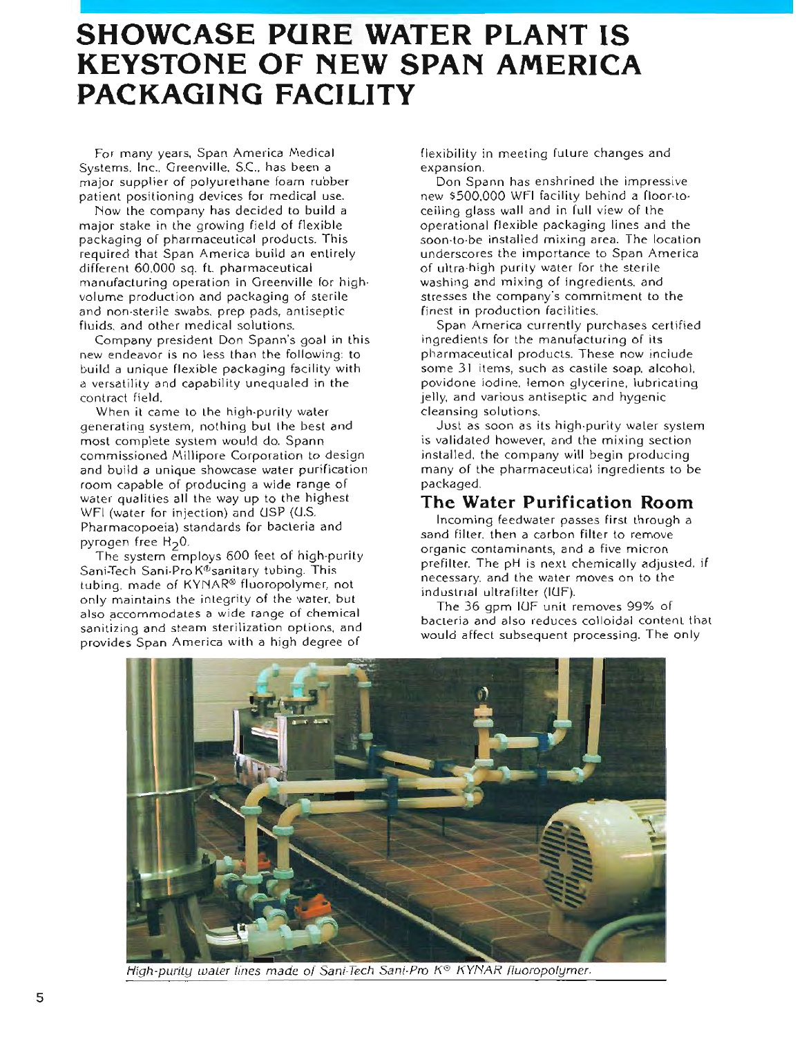# SHOWCASE PURE WATER PLANT IS KEYSTONE OF NEW SPAN AMERICA PACKAGING FACILITY

For many years, Span America Medical Systems, Inc., Greenville, S.C., has been a major supplier of polyurethane foam rubber patient positioning devices for medical use.

Now the company has decided to build a major stake in the growing field of flexible packaging of pharmaceutical products. This required that Span America build an entirely different 60,000 sq. ft. pharmaceutical manufacturing operation in Greenville for high-volume production and packaging of sterile and non-sterile swabs, prep pads, antiseptic fluids, and other medical solutions.

Company president Don Spann's goal in this new endeavor is no less than the following: to build a unique flexible packaging facility with a versatility and capability unequaled in the contract field.

When it came to the high-purity water generating system, nothing but the best and most complete system would do. Spann commissioned Millipore Corporation to design and build a unique showcase water purification room capable of producing a wide range of water qualities all the way up to the highest WFI (water for injection) and USP (U.S. Pharmacopoeia) standards for bacteria and pyrogen free $H_2O$.

The system employs 600 feet of high-purity Sani-Tech Sani-Pro K® sanitary tubing. This tubing, made of KYNAR® fluoropolymer, not only maintains the integrity of the water, but also accommodates a wide range of chemical sanitizing and steam sterilization options, and provides Span America with a high degree of flexibility in meeting future changes and expansion.

Don Spann has enshrined the impressive new $500,000 WFI facility behind a floor-to-ceiling glass wall and in full view of the operational flexible packaging lines and the soon-to-be installed mixing area. The location underscores the importance to Span America of ultra-high purity water for the sterile washing and mixing of ingredients, and stresses the company's commitment to the finest in production facilities.

Span America currently purchases certified ingredients for the manufacturing of its pharmaceutical products. These now include some 31 items, such as castile soap, alcohol, povidone iodine, lemon glycerine, lubricating jelly, and various antiseptic and hygenic cleansing solutions.

Just as soon as its high-purity water system is validated however, and the mixing section installed, the company will begin producing many of the pharmaceutical ingredients to be packaged.

## The Water Purification Room

Incoming feedwater passes first through a sand filter, then a carbon filter to remove organic contaminants, and a five micron prefilter. The pH is next chemically adjusted, if necessary, and the water moves on to the industrial ultrafilter (IUF).

The 36 gpm IUF unit removes 99% of bacteria and also reduces colloidal content that would affect subsequent processing. The only

*High-purity water lines made of Sani-Tech Sani-Pro K® KYNAR fluoropolymer.*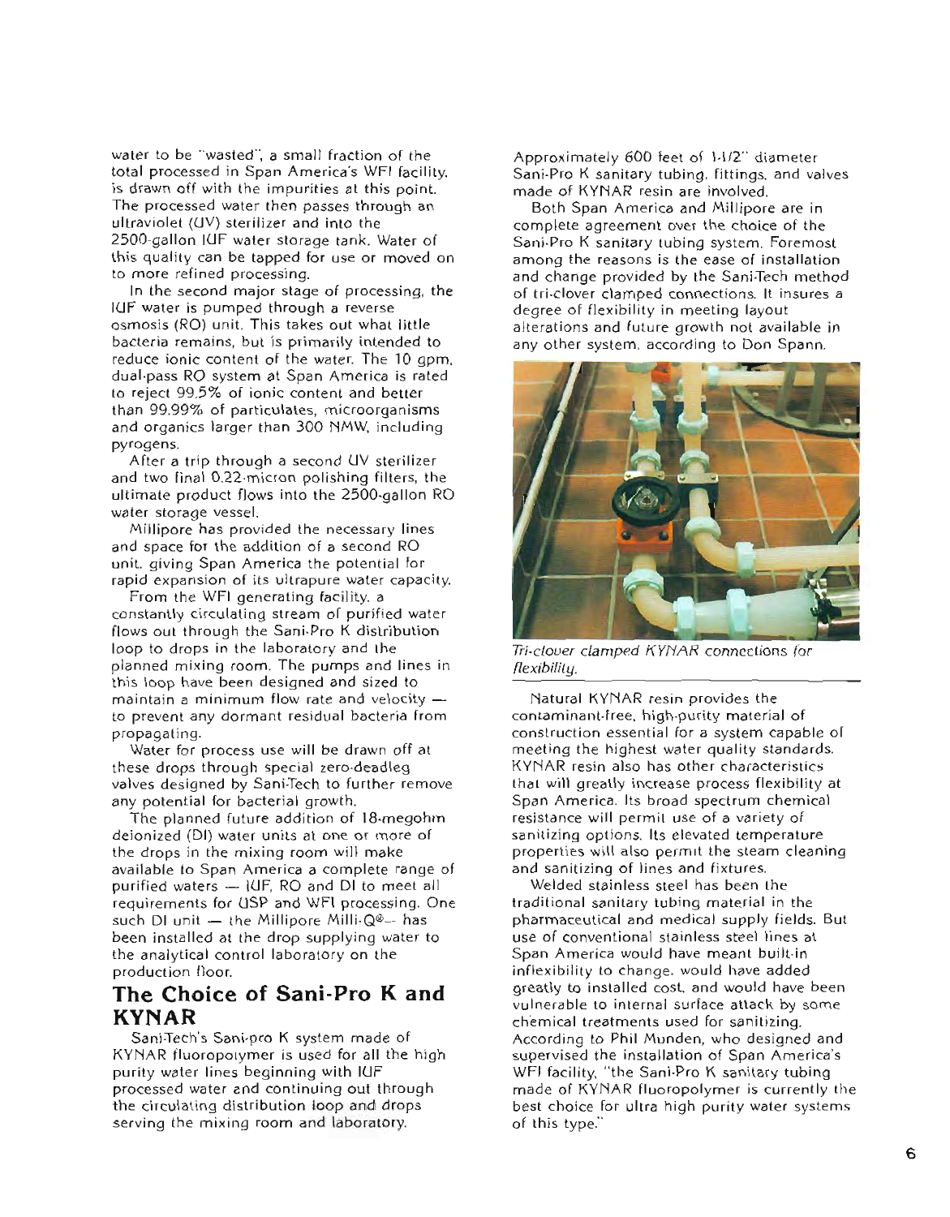water to be "wasted", a small fraction of the total processed in Span America's WFI facility, is drawn off with the impurities at this point. The processed water then passes through an ultraviolet (UV) sterilizer and into the 2500-gallon IUF water storage tank. Water of this quality can be tapped for use or moved on to more refined processing.

In the second major stage of processing, the IUF water is pumped through a reverse osmosis (RO) unit. This takes out what little bacteria remains, but is primarily intended to reduce ionic content of the water. The 10 gpm, dual-pass RO system at Span America is rated to reject 99.5% of ionic content and better than 99.99% of particulates, microorganisms and organics larger than 300 NMW, including pyrogens.

After a trip through a second UV sterilizer and two final 0.22-micron polishing filters, the ultimate product flows into the 2500-gallon RO water storage vessel.

Millipore has provided the necessary lines and space for the addition of a second RO unit, giving Span America the potential for rapid expansion of its ultrapure water capacity.

From the WFI generating facility, a constantly circulating stream of purified water flows out through the Sani-Pro K distribution loop to drops in the laboratory and the planned mixing room. The pumps and lines in this loop have been designed and sized to maintain a minimum flow rate and velocity — to prevent any dormant residual bacteria from propagating.

Water for process use will be drawn off at these drops through special zero-deadleg valves designed by Sani-Tech to further remove any potential for bacterial growth.

The planned future addition of 18-megohm deionized (DI) water units at one or more of the drops in the mixing room will make available to Span America a complete range of purified waters — IUF, RO and DI to meet all requirements for USP and WFI processing. One such DI unit — the Millipore Milli-Q®— has been installed at the drop supplying water to the analytical control laboratory on the production floor.

## The Choice of Sani-Pro K and KYNAR

Sani-Tech's Sani-pro K system made of KYNAR fluoropolymer is used for all the high purity water lines beginning with IUF processed water and continuing out through the circulating distribution loop and drops serving the mixing room and laboratory.

Approximately 600 feet of 1-1/2" diameter Sani-Pro K sanitary tubing, fittings, and valves made of KYNAR resin are involved.

Both Span America and Millipore are in complete agreement over the choice of the Sani-Pro K sanitary tubing system. Foremost among the reasons is the ease of installation and change provided by the Sani-Tech method of tri-clover clamped connections. It insures a degree of flexibility in meeting layout alterations and future growth not available in any other system, according to Don Spann.

*Tri-clover clamped KYNAR connections for flexibility.*

Natural KYNAR resin provides the contaminant-free, high-purity material of construction essential for a system capable of meeting the highest water quality standards. KYNAR resin also has other characteristics that will greatly increase process flexibility at Span America. Its broad spectrum chemical resistance will permit use of a variety of sanitizing options. Its elevated temperature properties will also permit the steam cleaning and sanitizing of lines and fixtures.

Welded stainless steel has been the traditional sanitary tubing material in the pharmaceutical and medical supply fields. But use of conventional stainless steel lines at Span America would have meant built-in inflexibility to change, would have added greatly to installed cost, and would have been vulnerable to internal surface attack by some chemical treatments used for sanitizing. According to Phil Munden, who designed and supervised the installation of Span America's WFI facility, "the Sani-Pro K sanitary tubing made of KYNAR fluoropolymer is currently the best choice for ultra high purity water systems of this type."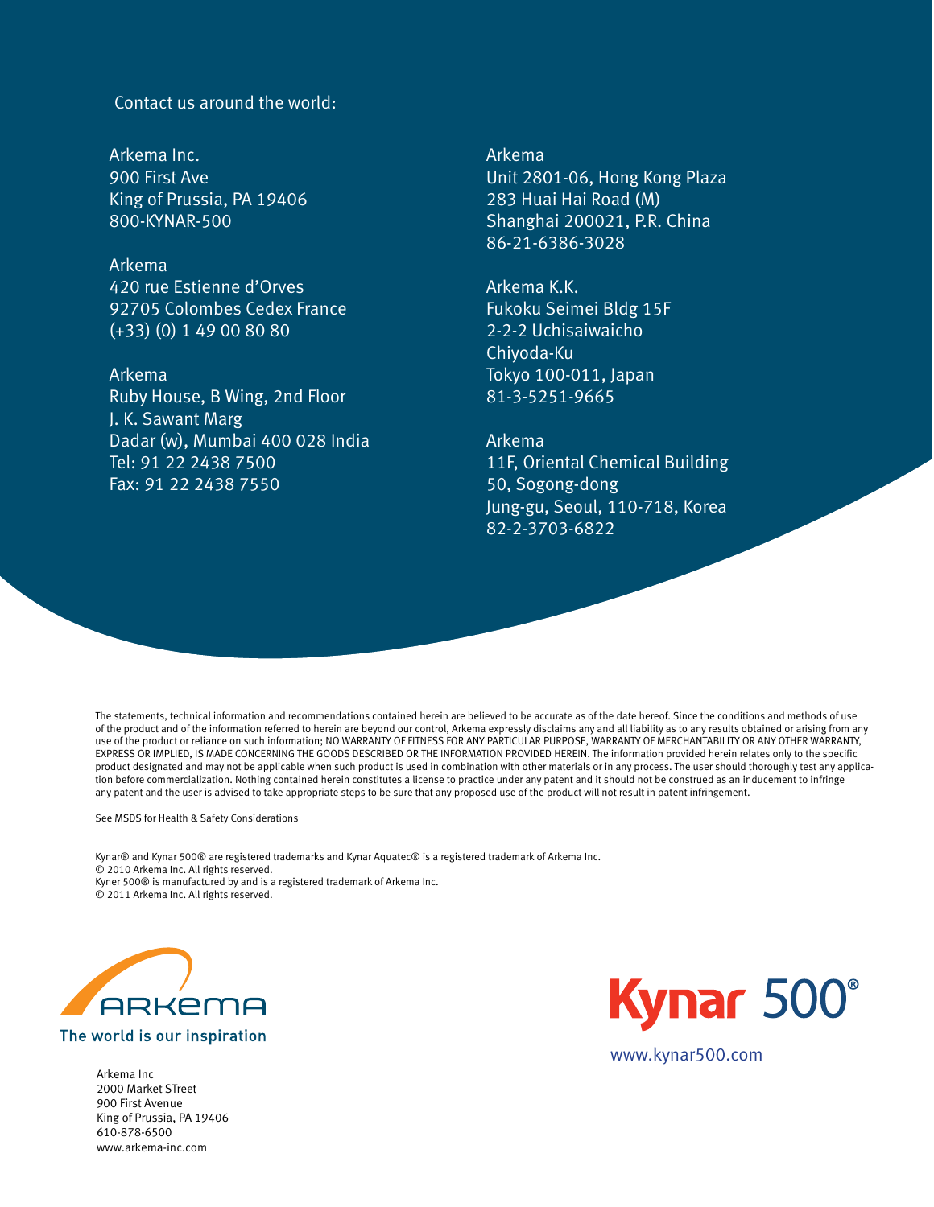Contact us around the world:

Arkema Inc.
900 First Ave
King of Prussia, PA 19406
800-KYNAR-500

Arkema
420 rue Estienne d'Orves
92705 Colombes Cedex France
(+33) (0) 1 49 00 80 80

Arkema
Ruby House, B Wing, 2nd Floor
J. K. Sawant Marg
Dadar (w), Mumbai 400 028 India
Tel: 91 22 2438 7500
Fax: 91 22 2438 7550

Arkema
Unit 2801-06, Hong Kong Plaza
283 Huai Hai Road (M)
Shanghai 200021, P.R. China
86-21-6386-3028

Arkema K.K.
Fukoku Seimei Bldg 15F
2-2-2 Uchisaiwaicho
Chiyoda-Ku
Tokyo 100-011, Japan
81-3-5251-9665

Arkema
11F, Oriental Chemical Building
50, Sogong-dong
Jung-gu, Seoul, 110-718, Korea
82-2-3703-6822

The statements, technical information and recommendations contained herein are believed to be accurate as of the date hereof. Since the conditions and methods of use of the product and of the information referred to herein are beyond our control, Arkema expressly disclaims any and all liability as to any results obtained or arising from any use of the product or reliance on such information; NO WARRANTY OF FITNESS FOR ANY PARTICULAR PURPOSE, WARRANTY OF MERCHANTABILITY OR ANY OTHER WARRANTY, EXPRESS OR IMPLIED, IS MADE CONCERNING THE GOODS DESCRIBED OR THE INFORMATION PROVIDED HEREIN. The information provided herein relates only to the specific product designated and may not be applicable when such product is used in combination with other materials or in any process. The user should thoroughly test any application before commercialization. Nothing contained herein constitutes a license to practice under any patent and it should not be construed as an inducement to infringe any patent and the user is advised to take appropriate steps to be sure that any proposed use of the product will not result in patent infringement.

See MSDS for Health & Safety Considerations

Kynar® and Kynar 500® are registered trademarks and Kynar Aquatec® is a registered trademark of Arkema Inc.
© 2010 Arkema Inc. All rights reserved.
Kyner 500® is manufactured by and is a registered trademark of Arkema Inc.
© 2011 Arkema Inc. All rights reserved.

ARKEMA
The world is our inspiration

Arkema Inc
2000 Market STreet
900 First Avenue
King of Prussia, PA 19406
610-878-6500
www.arkema-inc.com

Kynar 500®

www.kynar500.com